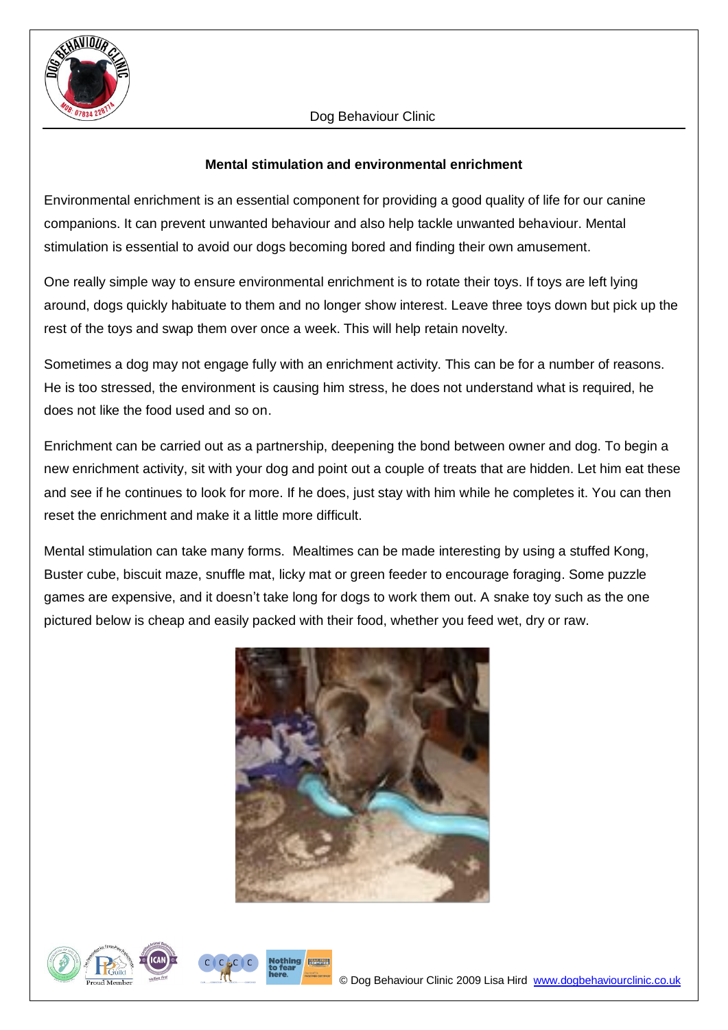## Mental stimulation and environmental enrichment

Environmental enrichment is an essential component for providing a good quality of life for our canine companions. It can prevent unwanted behaviour and also help tackle unwanted behaviour. Mental stimulation is essential to avoid our dogs becoming bored and finding their own amusement.

One really simple way to ensure environmental enrichment is to rotate their toys. If toys are left lying around, dogs quickly habituate to them and no longer show interest. Leave three toys down but pick up the rest of the toys and swap them over once a week. This will help retain novelty.

Sometimes a dog may not engage fully with an enrichment activity. This can be for a number of reasons. He is too stressed, the environment is causing him stress, he does not understand what is required, he does not like the food used and so on.

Enrichment can be carried out as a partnership, deepening the bond between owner and dog. To begin a new enrichment activity, sit with your dog and point out a couple of treats that are hidden. Let him eat these and see if he continues to look for more. If he does, just stay with him while he completes it. You can then reset the enrichment and make it a little more difficult.

Mental stimulation can take many forms. Mealtimes can be made interesting by using a stuffed Kong, Buster cube, biscuit maze, snuffle mat, licky mat or green feeder to encourage foraging. Some puzzle games are expensive, and it doesn't take long for dogs to work them out. A snake toy such as the one pictured below is cheap and easily packed with their food, whether you feed wet, dry or raw.

© Dog Behaviour Clinic 2009 Lisa Hird www.dogbehaviourclinic.co.uk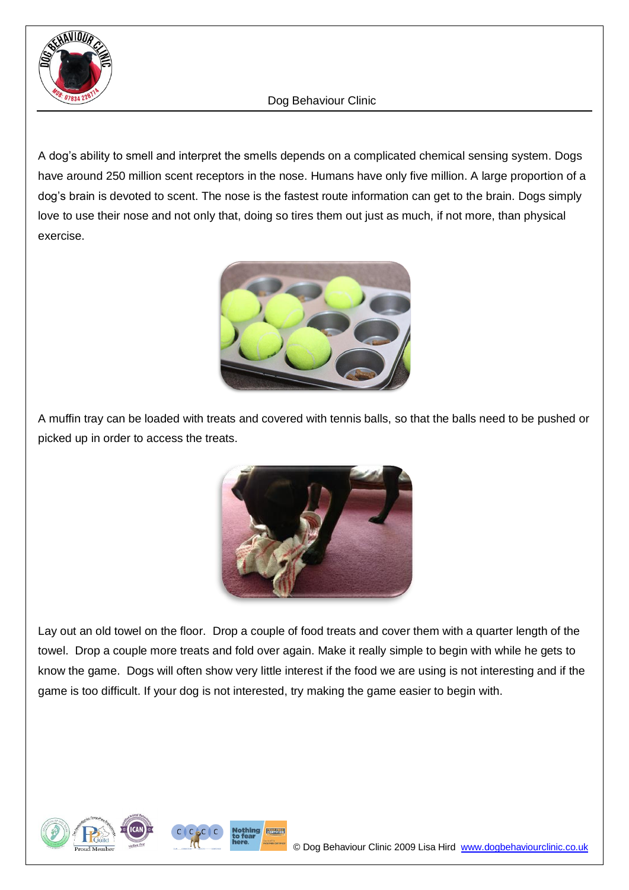A dog's ability to smell and interpret the smells depends on a complicated chemical sensing system. Dogs have around 250 million scent receptors in the nose. Humans have only five million. A large proportion of a dog's brain is devoted to scent. The nose is the fastest route information can get to the brain. Dogs simply love to use their nose and not only that, doing so tires them out just as much, if not more, than physical exercise.

A muffin tray can be loaded with treats and covered with tennis balls, so that the balls need to be pushed or picked up in order to access the treats.

Lay out an old towel on the floor. Drop a couple of food treats and cover them with a quarter length of the towel. Drop a couple more treats and fold over again. Make it really simple to begin with while he gets to know the game. Dogs will often show very little interest if the food we are using is not interesting and if the game is too difficult. If your dog is not interested, try making the game easier to begin with.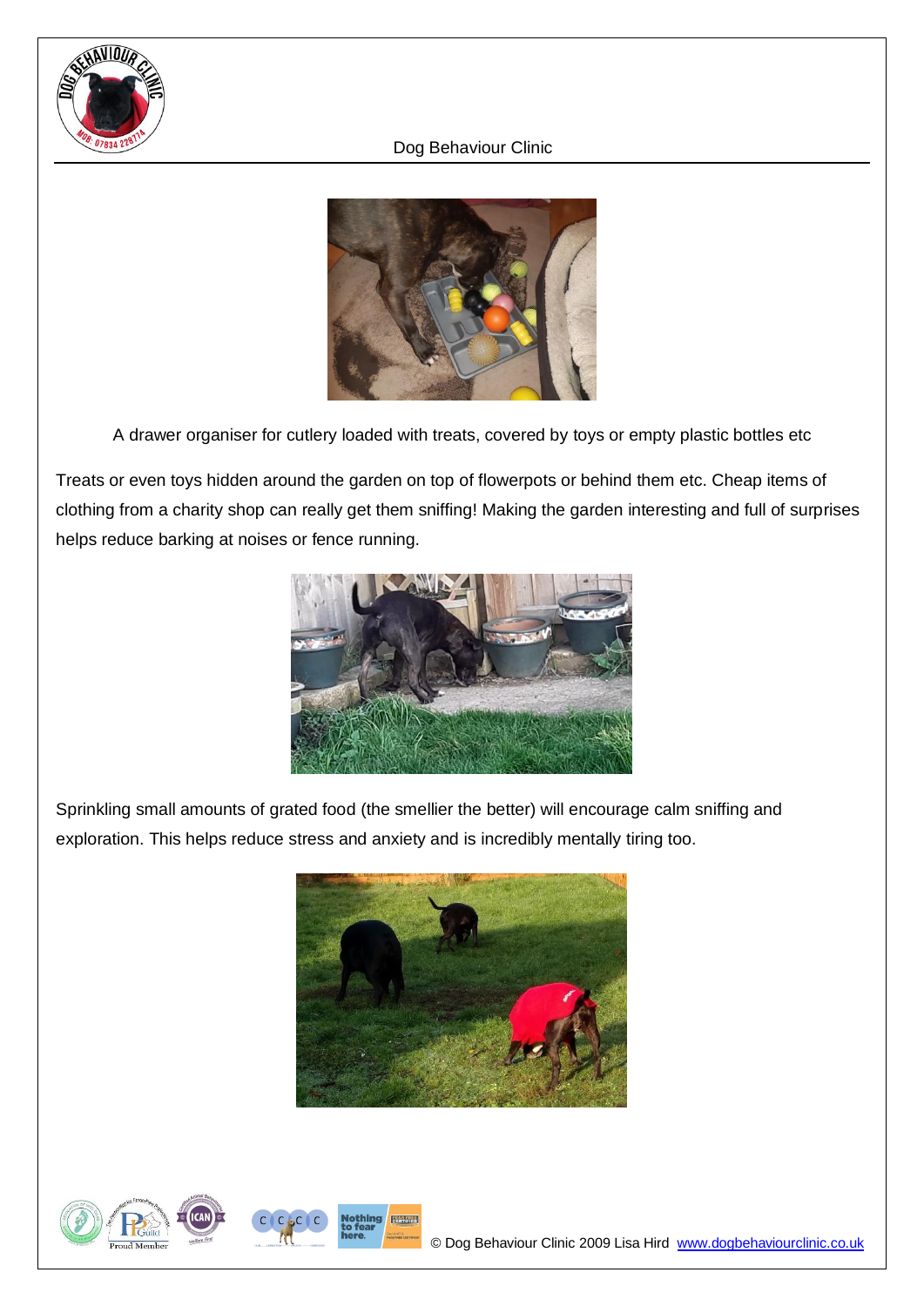A drawer organiser for cutlery loaded with treats, covered by toys or empty plastic bottles etc

Treats or even toys hidden around the garden on top of flowerpots or behind them etc. Cheap items of clothing from a charity shop can really get them sniffing! Making the garden interesting and full of surprises helps reduce barking at noises or fence running.

Sprinkling small amounts of grated food (the smellier the better) will encourage calm sniffing and exploration. This helps reduce stress and anxiety and is incredibly mentally tiring too.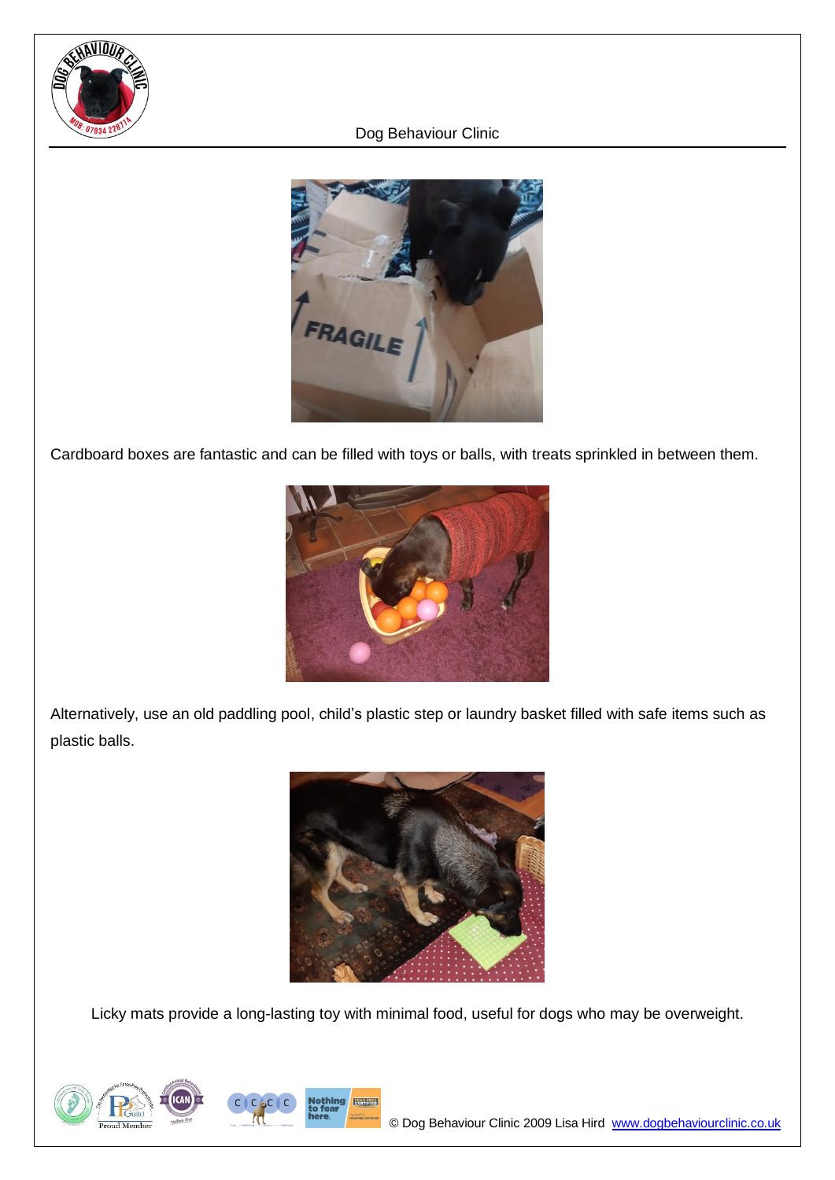Cardboard boxes are fantastic and can be filled with toys or balls, with treats sprinkled in between them.

Alternatively, use an old paddling pool, child's plastic step or laundry basket filled with safe items such as plastic balls.

Licky mats provide a long-lasting toy with minimal food, useful for dogs who may be overweight.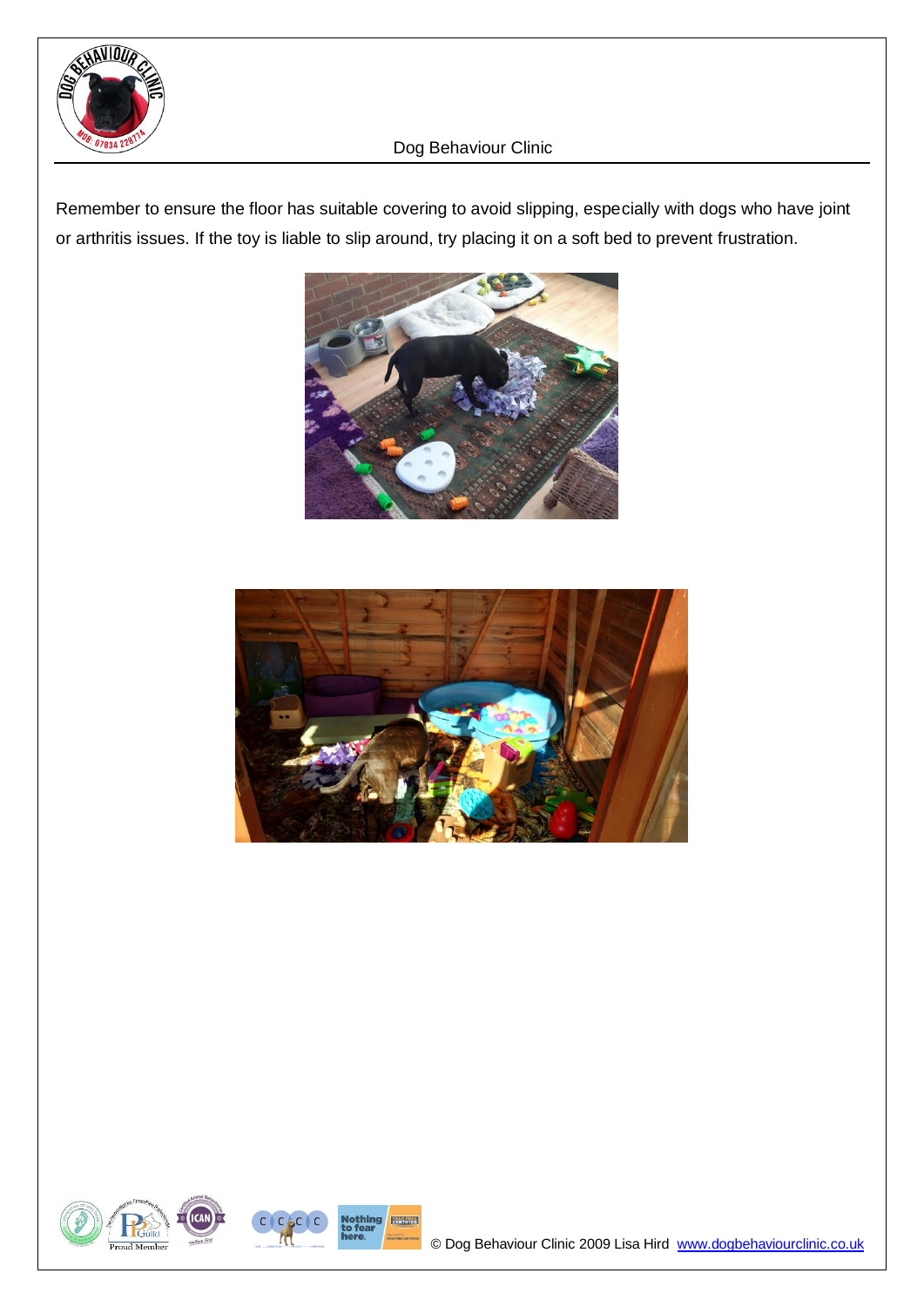Remember to ensure the floor has suitable covering to avoid slipping, especially with dogs who have joint or arthritis issues. If the toy is liable to slip around, try placing it on a soft bed to prevent frustration.